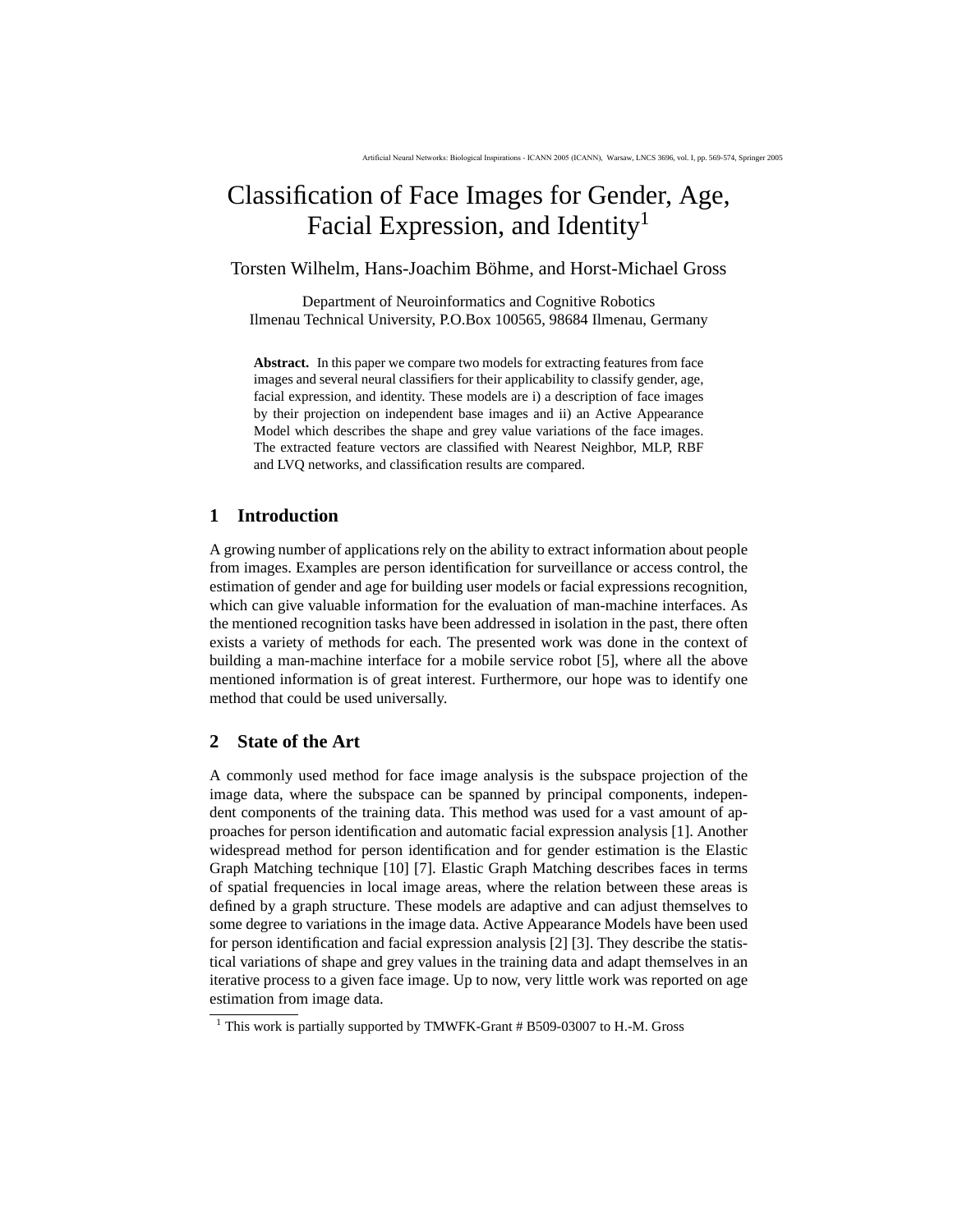# Classification of Face Images for Gender, Age, Facial Expression, and Identity[1]

Torsten Wilhelm, Hans-Joachim Böhme, and Horst-Michael Gross

Department of Neuroinformatics and Cognitive Robotics
Ilmenau Technical University, P.O.Box 100565, 98684 Ilmenau, Germany

**Abstract.** In this paper we compare two models for extracting features from face images and several neural classifiers for their applicability to classify gender, age, facial expression, and identity. These models are i) a description of face images by their projection on independent base images and ii) an Active Appearance Model which describes the shape and grey value variations of the face images. The extracted feature vectors are classified with Nearest Neighbor, MLP, RBF and LVQ networks, and classification results are compared.

## 1 Introduction

A growing number of applications rely on the ability to extract information about people from images. Examples are person identification for surveillance or access control, the estimation of gender and age for building user models or facial expressions recognition, which can give valuable information for the evaluation of man-machine interfaces. As the mentioned recognition tasks have been addressed in isolation in the past, there often exists a variety of methods for each. The presented work was done in the context of building a man-machine interface for a mobile service robot [5], where all the above mentioned information is of great interest. Furthermore, our hope was to identify one method that could be used universally.

## 2 State of the Art

A commonly used method for face image analysis is the subspace projection of the image data, where the subspace can be spanned by principal components, independent components of the training data. This method was used for a vast amount of approaches for person identification and automatic facial expression analysis [1]. Another widespread method for person identification and for gender estimation is the Elastic Graph Matching technique [10] [7]. Elastic Graph Matching describes faces in terms of spatial frequencies in local image areas, where the relation between these areas is defined by a graph structure. These models are adaptive and can adjust themselves to some degree to variations in the image data. Active Appearance Models have been used for person identification and facial expression analysis [2] [3]. They describe the statistical variations of shape and grey values in the training data and adapt themselves in an iterative process to a given face image. Up to now, very little work was reported on age estimation from image data.

[1] This work is partially supported by TMWFK-Grant # B509-03007 to H.-M. Gross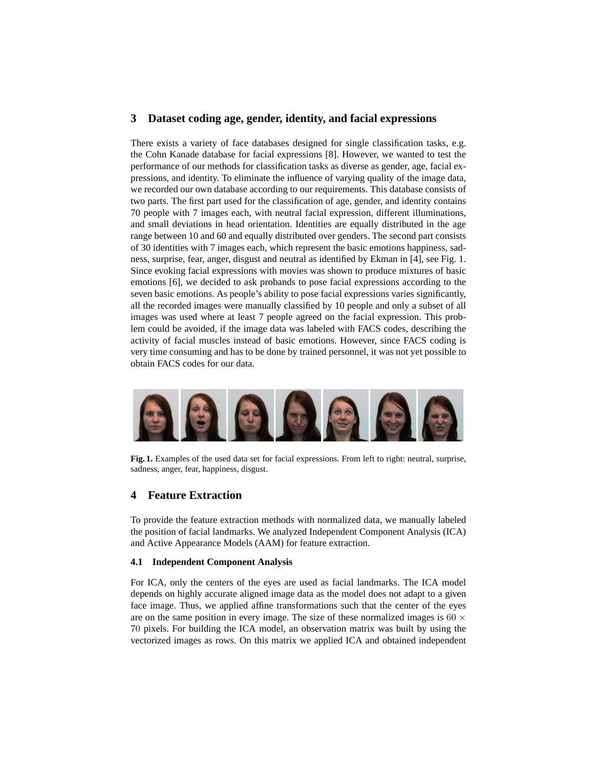## 3 Dataset coding age, gender, identity, and facial expressions

There exists a variety of face databases designed for single classification tasks, e.g. the Cohn Kanade database for facial expressions [8]. However, we wanted to test the performance of our methods for classification tasks as diverse as gender, age, facial expressions, and identity. To eliminate the influence of varying quality of the image data, we recorded our own database according to our requirements. This database consists of two parts. The first part used for the classification of age, gender, and identity contains 70 people with 7 images each, with neutral facial expression, different illuminations, and small deviations in head orientation. Identities are equally distributed in the age range between 10 and 60 and equally distributed over genders. The second part consists of 30 identities with 7 images each, which represent the basic emotions happiness, sadness, surprise, fear, anger, disgust and neutral as identified by Ekman in [4], see Fig. 1. Since evoking facial expressions with movies was shown to produce mixtures of basic emotions [6], we decided to ask probands to pose facial expressions according to the seven basic emotions. As people's ability to pose facial expressions varies significantly, all the recorded images were manually classified by 10 people and only a subset of all images was used where at least 7 people agreed on the facial expression. This problem could be avoided, if the image data was labeled with FACS codes, describing the activity of facial muscles instead of basic emotions. However, since FACS coding is very time consuming and has to be done by trained personnel, it was not yet possible to obtain FACS codes for our data.

**Fig. 1.** Examples of the used data set for facial expressions. From left to right: neutral, surprise, sadness, anger, fear, happiness, disgust.

## 4 Feature Extraction

To provide the feature extraction methods with normalized data, we manually labeled the position of facial landmarks. We analyzed Independent Component Analysis (ICA) and Active Appearance Models (AAM) for feature extraction.

### 4.1 Independent Component Analysis

For ICA, only the centers of the eyes are used as facial landmarks. The ICA model depends on highly accurate aligned image data as the model does not adapt to a given face image. Thus, we applied affine transformations such that the center of the eyes are on the same position in every image. The size of these normalized images is $60 \times 70$ pixels. For building the ICA model, an observation matrix was built by using the vectorized images as rows. On this matrix we applied ICA and obtained independent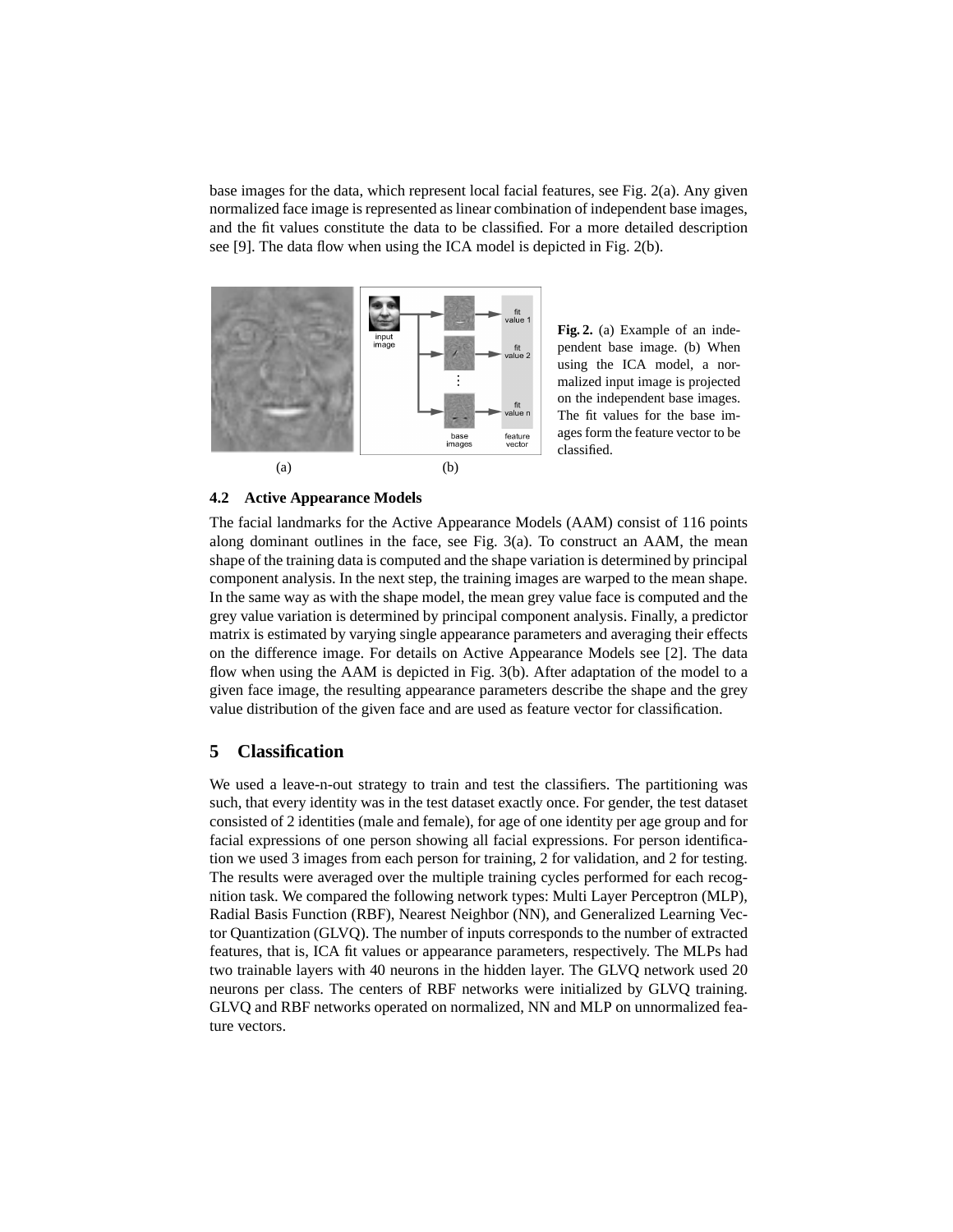base images for the data, which represent local facial features, see Fig. 2(a). Any given normalized face image is represented as linear combination of independent base images, and the fit values constitute the data to be classified. For a more detailed description see [9]. The data flow when using the ICA model is depicted in Fig. 2(b).

**Fig. 2.** (a) Example of an independent base image. (b) When using the ICA model, a normalized input image is projected on the independent base images. The fit values for the base images form the feature vector to be classified.

### 4.2 Active Appearance Models

The facial landmarks for the Active Appearance Models (AAM) consist of 116 points along dominant outlines in the face, see Fig. 3(a). To construct an AAM, the mean shape of the training data is computed and the shape variation is determined by principal component analysis. In the next step, the training images are warped to the mean shape. In the same way as with the shape model, the mean grey value face is computed and the grey value variation is determined by principal component analysis. Finally, a predictor matrix is estimated by varying single appearance parameters and averaging their effects on the difference image. For details on Active Appearance Models see [2]. The data flow when using the AAM is depicted in Fig. 3(b). After adaptation of the model to a given face image, the resulting appearance parameters describe the shape and the grey value distribution of the given face and are used as feature vector for classification.

## 5 Classification

We used a leave-n-out strategy to train and test the classifiers. The partitioning was such, that every identity was in the test dataset exactly once. For gender, the test dataset consisted of 2 identities (male and female), for age of one identity per age group and for facial expressions of one person showing all facial expressions. For person identification we used 3 images from each person for training, 2 for validation, and 2 for testing. The results were averaged over the multiple training cycles performed for each recognition task. We compared the following network types: Multi Layer Perceptron (MLP), Radial Basis Function (RBF), Nearest Neighbor (NN), and Generalized Learning Vector Quantization (GLVQ). The number of inputs corresponds to the number of extracted features, that is, ICA fit values or appearance parameters, respectively. The MLPs had two trainable layers with 40 neurons in the hidden layer. The GLVQ network used 20 neurons per class. The centers of RBF networks were initialized by GLVQ training. GLVQ and RBF networks operated on normalized, NN and MLP on unnormalized feature vectors.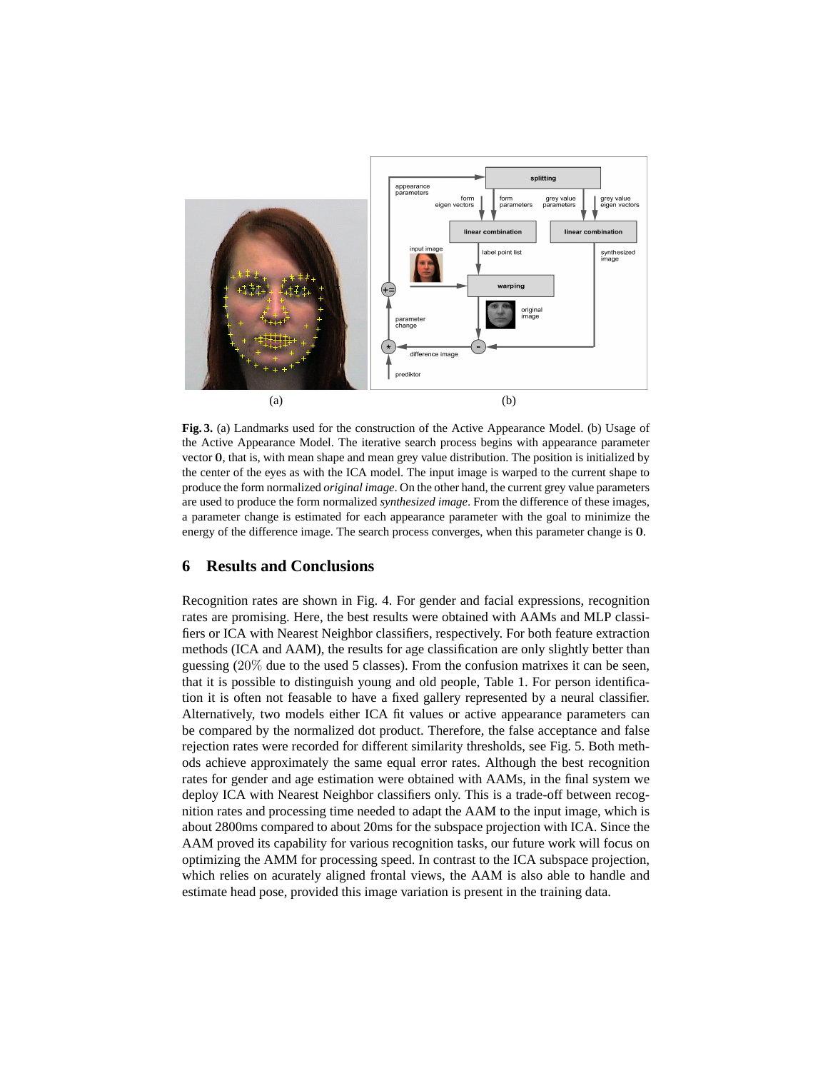(a) (b)

**Fig. 3.** (a) Landmarks used for the construction of the Active Appearance Model. (b) Usage of the Active Appearance Model. The iterative search process begins with appearance parameter vector **0**, that is, with mean shape and mean grey value distribution. The position is initialized by the center of the eyes as with the ICA model. The input image is warped to the current shape to produce the form normalized *original image*. On the other hand, the current grey value parameters are used to produce the form normalized *synthesized image*. From the difference of these images, a parameter change is estimated for each appearance parameter with the goal to minimize the energy of the difference image. The search process converges, when this parameter change is **0**.

## 6 Results and Conclusions

Recognition rates are shown in Fig. 4. For gender and facial expressions, recognition rates are promising. Here, the best results were obtained with AAMs and MLP classifiers or ICA with Nearest Neighbor classifiers, respectively. For both feature extraction methods (ICA and AAM), the results for age classification are only slightly better than guessing ($20\%$ due to the used 5 classes). From the confusion matrixes it can be seen, that it is possible to distinguish young and old people, Table 1. For person identification it is often not feasable to have a fixed gallery represented by a neural classifier. Alternatively, two models either ICA fit values or active appearance parameters can be compared by the normalized dot product. Therefore, the false acceptance and false rejection rates were recorded for different similarity thresholds, see Fig. 5. Both methods achieve approximately the same equal error rates. Although the best recognition rates for gender and age estimation were obtained with AAMs, in the final system we deploy ICA with Nearest Neighbor classifiers only. This is a trade-off between recognition rates and processing time needed to adapt the AAM to the input image, which is about 2800ms compared to about 20ms for the subspace projection with ICA. Since the AAM proved its capability for various recognition tasks, our future work will focus on optimizing the AMM for processing speed. In contrast to the ICA subspace projection, which relies on acurately aligned frontal views, the AAM is also able to handle and estimate head pose, provided this image variation is present in the training data.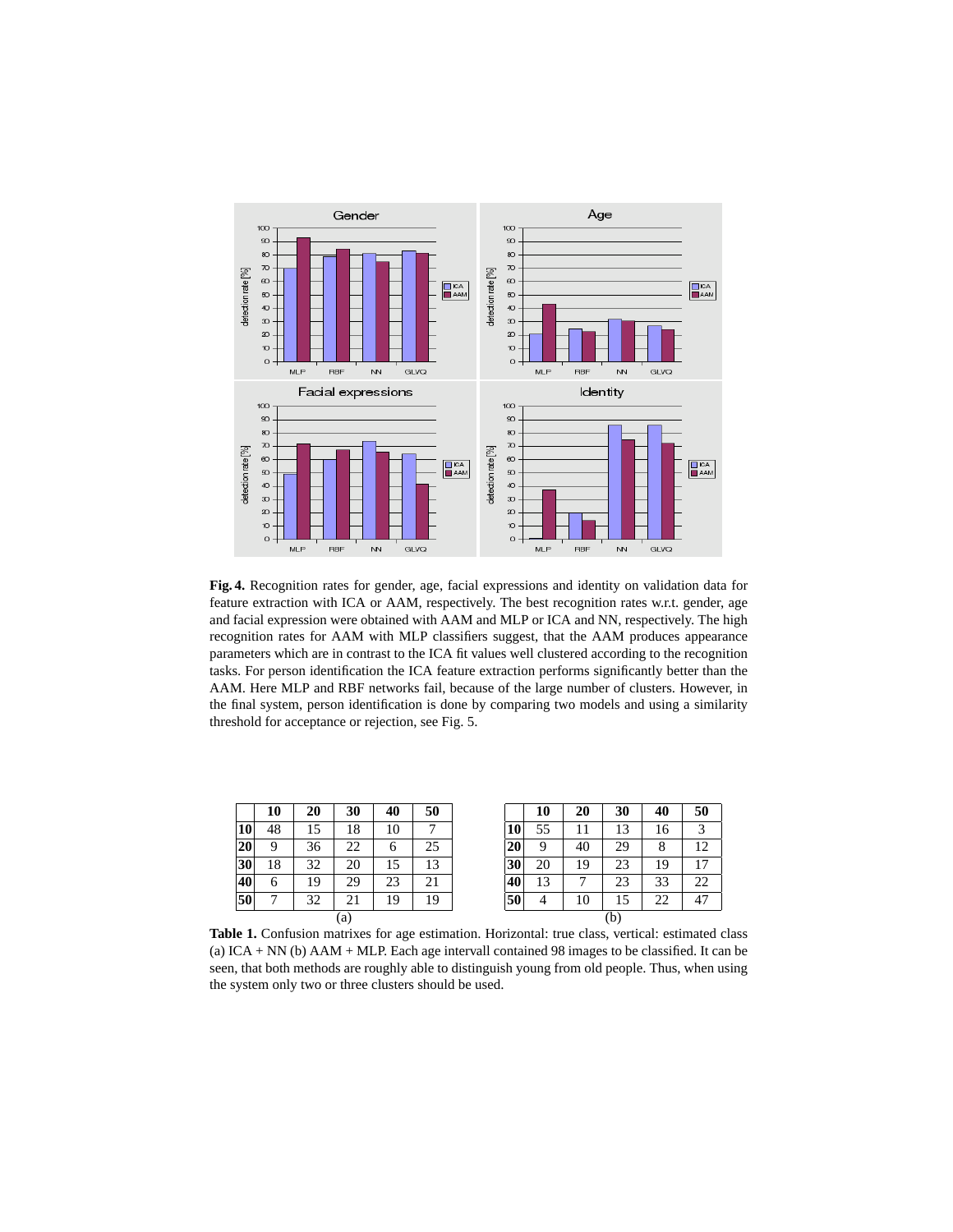**Fig. 4.** Recognition rates for gender, age, facial expressions and identity on validation data for feature extraction with ICA or AAM, respectively. The best recognition rates w.r.t. gender, age and facial expression were obtained with AAM and MLP or ICA and NN, respectively. The high recognition rates for AAM with MLP classifiers suggest, that the AAM produces appearance parameters which are in contrast to the ICA fit values well clustered according to the recognition tasks. For person identification the ICA feature extraction performs significantly better than the AAM. Here MLP and RBF networks fail, because of the large number of clusters. However, in the final system, person identification is done by comparing two models and using a similarity threshold for acceptance or rejection, see Fig. 5.

(a)

| | **10** | **20** | **30** | **40** | **50** |
|---|---|---|---|---|---|
| **10** | 48 | 15 | 18 | 10 | 7 |
| **20** | 9 | 36 | 22 | 6 | 25 |
| **30** | 18 | 32 | 20 | 15 | 13 |
| **40** | 6 | 19 | 29 | 23 | 21 |
| **50** | 7 | 32 | 21 | 19 | 19 |

(b)

| | **10** | **20** | **30** | **40** | **50** |
|---|---|---|---|---|---|
| **10** | 55 | 11 | 13 | 16 | 3 |
| **20** | 9 | 40 | 29 | 8 | 12 |
| **30** | 20 | 19 | 23 | 19 | 17 |
| **40** | 13 | 7 | 23 | 33 | 22 |
| **50** | 4 | 10 | 15 | 22 | 47 |

**Table 1.** Confusion matrixes for age estimation. Horizontal: true class, vertical: estimated class (a) ICA + NN (b) AAM + MLP. Each age intervall contained 98 images to be classified. It can be seen, that both methods are roughly able to distinguish young from old people. Thus, when using the system only two or three clusters should be used.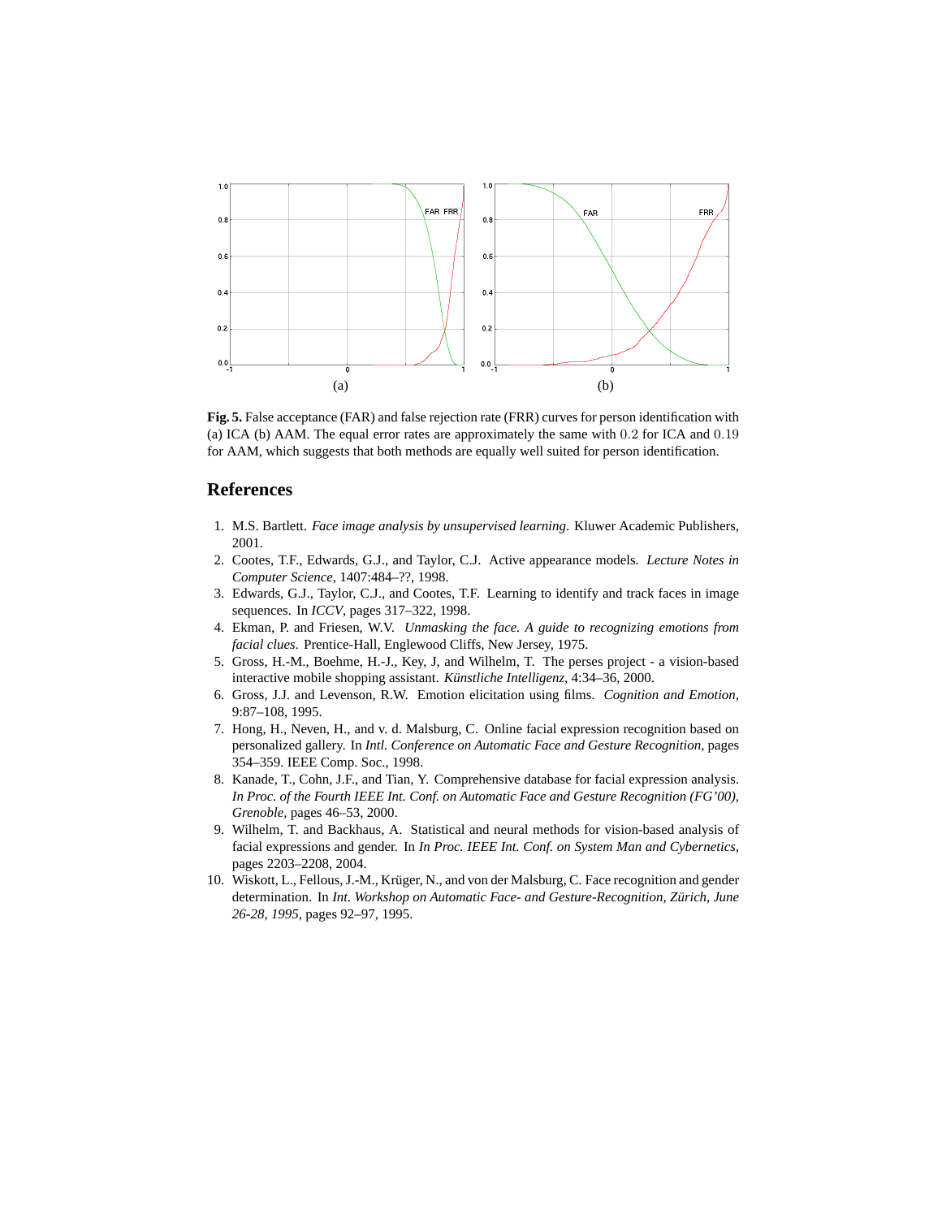1.0
0.8
0.6
0.4
0.2
0.0
-1
0
1
FAR FRR
(a)

1.0
0.8
0.6
0.4
0.2
0.0
-1
0
1
FAR
FRR
(b)

**Fig. 5.** False acceptance (FAR) and false rejection rate (FRR) curves for person identification with (a) ICA (b) AAM. The equal error rates are approximately the same with 0.2 for ICA and 0.19 for AAM, which suggests that both methods are equally well suited for person identification.

## References

1. M.S. Bartlett. *Face image analysis by unsupervised learning*. Kluwer Academic Publishers, 2001.
2. Cootes, T.F., Edwards, G.J., and Taylor, C.J. Active appearance models. *Lecture Notes in Computer Science*, 1407:484–??, 1998.
3. Edwards, G.J., Taylor, C.J., and Cootes, T.F. Learning to identify and track faces in image sequences. In *ICCV*, pages 317–322, 1998.
4. Ekman, P. and Friesen, W.V. *Unmasking the face. A guide to recognizing emotions from facial clues.* Prentice-Hall, Englewood Cliffs, New Jersey, 1975.
5. Gross, H.-M., Boehme, H.-J., Key, J, and Wilhelm, T. The perses project - a vision-based interactive mobile shopping assistant. *Künstliche Intelligenz*, 4:34–36, 2000.
6. Gross, J.J. and Levenson, R.W. Emotion elicitation using films. *Cognition and Emotion*, 9:87–108, 1995.
7. Hong, H., Neven, H., and v. d. Malsburg, C. Online facial expression recognition based on personalized gallery. In *Intl. Conference on Automatic Face and Gesture Recognition*, pages 354–359. IEEE Comp. Soc., 1998.
8. Kanade, T., Cohn, J.F., and Tian, Y. Comprehensive database for facial expression analysis. *In Proc. of the Fourth IEEE Int. Conf. on Automatic Face and Gesture Recognition (FG'00), Grenoble*, pages 46–53, 2000.
9. Wilhelm, T. and Backhaus, A. Statistical and neural methods for vision-based analysis of facial expressions and gender. In *In Proc. IEEE Int. Conf. on System Man and Cybernetics*, pages 2203–2208, 2004.
10. Wiskott, L., Fellous, J.-M., Krüger, N., and von der Malsburg, C. Face recognition and gender determination. In *Int. Workshop on Automatic Face- and Gesture-Recognition, Zürich, June 26-28, 1995*, pages 92–97, 1995.